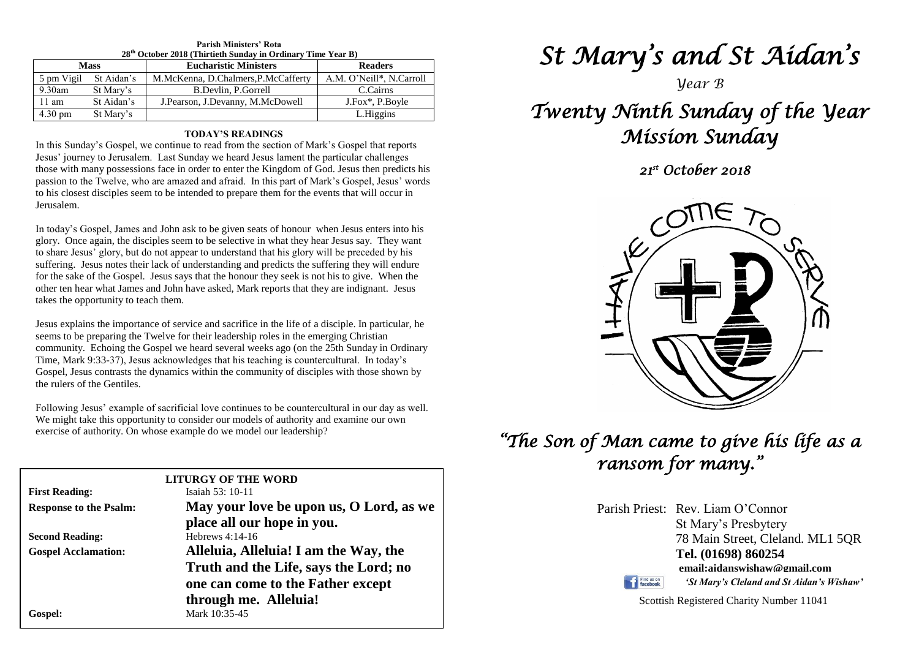**Parish Ministers' Rota**
**28th October 2018 (Thirtieth Sunday in Ordinary Time Year B)**

| Mass | | Eucharistic Ministers | Readers |
|---|---|---|---|
| 5 pm Vigil | St Aidan's | M.McKenna, D.Chalmers,P.McCafferty | A.M. O'Neill*, N.Carroll |
| 9.30am | St Mary's | B.Devlin, P.Gorrell | C.Cairns |
| 11 am | St Aidan's | J.Pearson, J.Devanny, M.McDowell | J.Fox*, P.Boyle |
| 4.30 pm | St Mary's | | L.Higgins |

**TODAY'S READINGS**

In this Sunday's Gospel, we continue to read from the section of Mark's Gospel that reports Jesus' journey to Jerusalem. Last Sunday we heard Jesus lament the particular challenges those with many possessions face in order to enter the Kingdom of God. Jesus then predicts his passion to the Twelve, who are amazed and afraid. In this part of Mark's Gospel, Jesus' words to his closest disciples seem to be intended to prepare them for the events that will occur in Jerusalem.

In today's Gospel, James and John ask to be given seats of honour when Jesus enters into his glory. Once again, the disciples seem to be selective in what they hear Jesus say. They want to share Jesus' glory, but do not appear to understand that his glory will be preceded by his suffering. Jesus notes their lack of understanding and predicts the suffering they will endure for the sake of the Gospel. Jesus says that the honour they seek is not his to give. When the other ten hear what James and John have asked, Mark reports that they are indignant. Jesus takes the opportunity to teach them.

Jesus explains the importance of service and sacrifice in the life of a disciple. In particular, he seems to be preparing the Twelve for their leadership roles in the emerging Christian community. Echoing the Gospel we heard several weeks ago (on the 25th Sunday in Ordinary Time, Mark 9:33-37), Jesus acknowledges that his teaching is countercultural. In today's Gospel, Jesus contrasts the dynamics within the community of disciples with those shown by the rulers of the Gentiles.

Following Jesus' example of sacrificial love continues to be countercultural in our day as well. We might take this opportunity to consider our models of authority and examine our own exercise of authority. On whose example do we model our leadership?

**LITURGY OF THE WORD**

**First Reading:** Isaiah 53: 10-11

**Response to the Psalm:** **May your love be upon us, O Lord, as we place all our hope in you.**

**Second Reading:** Hebrews 4:14-16

**Gospel Acclamation:** **Alleluia, Alleluia! I am the Way, the Truth and the Life, says the Lord; no one can come to the Father except through me. Alleluia!**

**Gospel:** Mark 10:35-45

# *St Mary's and St Aidan's*

*Year B*

## *Twenty Ninth Sunday of the Year*
## *Mission Sunday*

*21st October 2018*

I HAVE COME TO SERVE

## *"The Son of Man came to give his life as a ransom for many."*

Parish Priest: Rev. Liam O'Connor
St Mary's Presbytery
78 Main Street, Cleland. ML1 5QR
**Tel. (01698) 860254**
**email:aidanswishaw@gmail.com**
*'St Mary's Cleland and St Aidan's Wishaw'*

Scottish Registered Charity Number 11041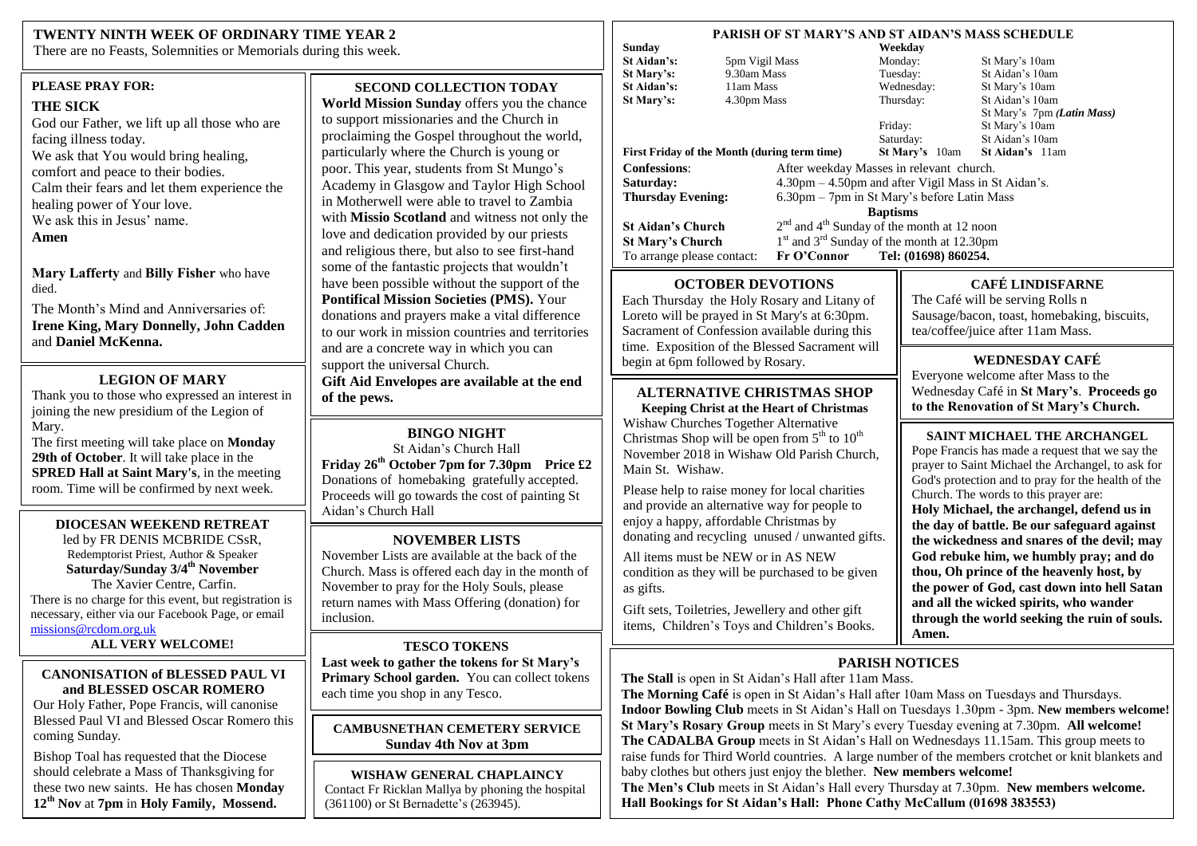## TWENTY NINTH WEEK OF ORDINARY TIME YEAR 2

There are no Feasts, Solemnities or Memorials during this week.

### PLEASE PRAY FOR:

**THE SICK**

God our Father, we lift up all those who are facing illness today.
We ask that You would bring healing, comfort and peace to their bodies.
Calm their fears and let them experience the healing power of Your love.
We ask this in Jesus' name.
**Amen**

**Mary Lafferty** and **Billy Fisher** who have died.

The Month's Mind and Anniversaries of: **Irene King, Mary Donnelly, John Cadden** and **Daniel McKenna.**

### LEGION OF MARY

Thank you to those who expressed an interest in joining the new presidium of the Legion of Mary.
The first meeting will take place on **Monday 29th of October**. It will take place in the **SPRED Hall at Saint Mary's**, in the meeting room. Time will be confirmed by next week.

### DIOCESAN WEEKEND RETREAT

led by FR DENIS MCBRIDE CSsR,
Redemptorist Priest, Author & Speaker
**Saturday/Sunday 3/4th November**
The Xavier Centre, Carfin.
There is no charge for this event, but registration is necessary, either via our Facebook Page, or email missions@rcdom.org.uk
**ALL VERY WELCOME!**

### CANONISATION of BLESSED PAUL VI and BLESSED OSCAR ROMERO

Our Holy Father, Pope Francis, will canonise Blessed Paul VI and Blessed Oscar Romero this coming Sunday.

Bishop Toal has requested that the Diocese should celebrate a Mass of Thanksgiving for these two new saints. He has chosen **Monday 12th Nov** at **7pm** in **Holy Family, Mossend.**

### SECOND COLLECTION TODAY

**World Mission Sunday** offers you the chance to support missionaries and the Church in proclaiming the Gospel throughout the world, particularly where the Church is young or poor. This year, students from St Mungo's Academy in Glasgow and Taylor High School in Motherwell were able to travel to Zambia with **Missio Scotland** and witness not only the love and dedication provided by our priests and religious there, but also to see first-hand some of the fantastic projects that wouldn't have been possible without the support of the **Pontifical Mission Societies (PMS).** Your donations and prayers make a vital difference to our work in mission countries and territories and are a concrete way in which you can support the universal Church.
**Gift Aid Envelopes are available at the end of the pews.**

### BINGO NIGHT

St Aidan's Church Hall
**Friday 26th October 7pm for 7.30pm Price £2**
Donations of homebaking gratefully accepted. Proceeds will go towards the cost of painting St Aidan's Church Hall

### NOVEMBER LISTS

November Lists are available at the back of the Church. Mass is offered each day in the month of November to pray for the Holy Souls, please return names with Mass Offering (donation) for inclusion.

### TESCO TOKENS

**Last week to gather the tokens for St Mary's Primary School garden.** You can collect tokens each time you shop in any Tesco.

### CAMBUSNETHAN CEMETERY SERVICE

**Sunday 4th Nov at 3pm**

### WISHAW GENERAL CHAPLAINCY

Contact Fr Ricklan Mallya by phoning the hospital (361100) or St Bernadette's (263945).

### PARISH OF ST MARY'S AND ST AIDAN'S MASS SCHEDULE

| Sunday | | Weekday | |
|---|---|---|---|
| **St Aidan's:** | 5pm Vigil Mass | Monday: | St Mary's 10am |
| **St Mary's:** | 9.30am Mass | Tuesday: | St Aidan's 10am |
| **St Aidan's:** | 11am Mass | Wednesday: | St Mary's 10am |
| **St Mary's:** | 4.30pm Mass | Thursday: | St Aidan's 10am<br>St Mary's 7pm ***(Latin Mass)*** |
| | | Friday: | St Mary's 10am |
| | | Saturday: | St Aidan's 10am |
| **First Friday of the Month (during term time)** | | **St Mary's** 10am | **St Aidan's** 11am |

**Confessions**: After weekday Masses in relevant church.
**Saturday:** 4.30pm – 4.50pm and after Vigil Mass in St Aidan's.
**Thursday Evening:** 6.30pm – 7pm in St Mary's before Latin Mass

**Baptisms**

**St Aidan's Church** 2nd and 4th Sunday of the month at 12 noon
**St Mary's Church** 1st and 3rd Sunday of the month at 12.30pm
To arrange please contact: **Fr O'Connor Tel: (01698) 860254.**

### OCTOBER DEVOTIONS

Each Thursday the Holy Rosary and Litany of Loreto will be prayed in St Mary's at 6:30pm. Sacrament of Confession available during this time. Exposition of the Blessed Sacrament will begin at 6pm followed by Rosary.

### ALTERNATIVE CHRISTMAS SHOP

**Keeping Christ at the Heart of Christmas**

Wishaw Churches Together Alternative Christmas Shop will be open from 5th to 10th November 2018 in Wishaw Old Parish Church, Main St. Wishaw.

Please help to raise money for local charities and provide an alternative way for people to enjoy a happy, affordable Christmas by donating and recycling unused / unwanted gifts.

All items must be NEW or in AS NEW condition as they will be purchased to be given as gifts.

Gift sets, Toiletries, Jewellery and other gift items, Children's Toys and Children's Books.

### CAFÉ LINDISFARNE

The Café will be serving Rolls n Sausage/bacon, toast, homebaking, biscuits, tea/coffee/juice after 11am Mass.

### WEDNESDAY CAFÉ

Everyone welcome after Mass to the Wednesday Café in **St Mary's**. **Proceeds go to the Renovation of St Mary's Church.**

### SAINT MICHAEL THE ARCHANGEL

Pope Francis has made a request that we say the prayer to Saint Michael the Archangel, to ask for God's protection and to pray for the health of the Church. The words to this prayer are:
**Holy Michael, the archangel, defend us in the day of battle. Be our safeguard against the wickedness and snares of the devil; may God rebuke him, we humbly pray; and do thou, Oh prince of the heavenly host, by the power of God, cast down into hell Satan and all the wicked spirits, who wander through the world seeking the ruin of souls. Amen.**

### PARISH NOTICES

**The Stall** is open in St Aidan's Hall after 11am Mass.
**The Morning Café** is open in St Aidan's Hall after 10am Mass on Tuesdays and Thursdays.
**Indoor Bowling Club** meets in St Aidan's Hall on Tuesdays 1.30pm - 3pm. **New members welcome!**
**St Mary's Rosary Group** meets in St Mary's every Tuesday evening at 7.30pm. **All welcome!**
**The CADALBA Group** meets in St Aidan's Hall on Wednesdays 11.15am. This group meets to raise funds for Third World countries. A large number of the members crotchet or knit blankets and baby clothes but others just enjoy the blether. **New members welcome!**
**The Men's Club** meets in St Aidan's Hall every Thursday at 7.30pm. **New members welcome.**
**Hall Bookings for St Aidan's Hall: Phone Cathy McCallum (01698 383553)**